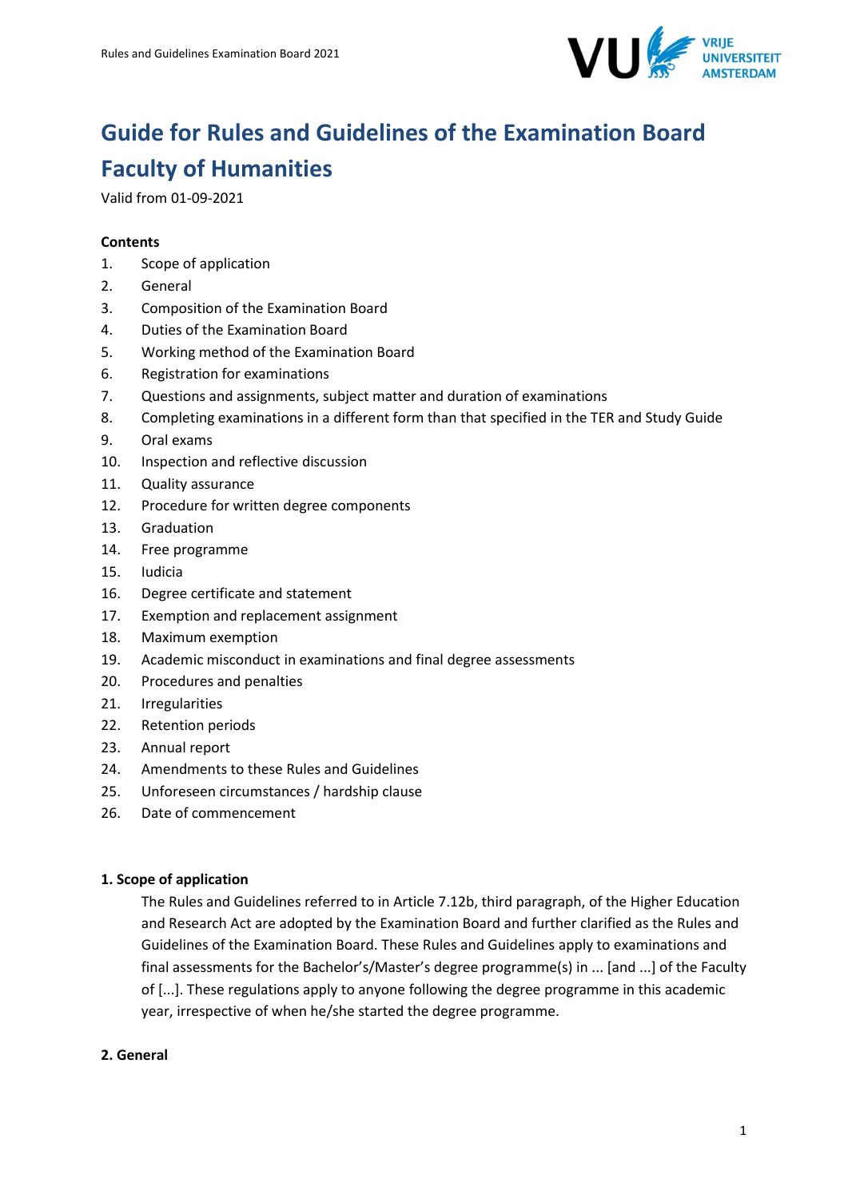# Guide for Rules and Guidelines of the Examination Board Faculty of Humanities

Valid from 01-09-2021

**Contents**

1. Scope of application
2. General
3. Composition of the Examination Board
4. Duties of the Examination Board
5. Working method of the Examination Board
6. Registration for examinations
7. Questions and assignments, subject matter and duration of examinations
8. Completing examinations in a different form than that specified in the TER and Study Guide
9. Oral exams
10. Inspection and reflective discussion
11. Quality assurance
12. Procedure for written degree components
13. Graduation
14. Free programme
15. Iudicia
16. Degree certificate and statement
17. Exemption and replacement assignment
18. Maximum exemption
19. Academic misconduct in examinations and final degree assessments
20. Procedures and penalties
21. Irregularities
22. Retention periods
23. Annual report
24. Amendments to these Rules and Guidelines
25. Unforeseen circumstances / hardship clause
26. Date of commencement

**1. Scope of application**

The Rules and Guidelines referred to in Article 7.12b, third paragraph, of the Higher Education and Research Act are adopted by the Examination Board and further clarified as the Rules and Guidelines of the Examination Board. These Rules and Guidelines apply to examinations and final assessments for the Bachelor's/Master's degree programme(s) in ... [and ...] of the Faculty of [...]. These regulations apply to anyone following the degree programme in this academic year, irrespective of when he/she started the degree programme.

**2. General**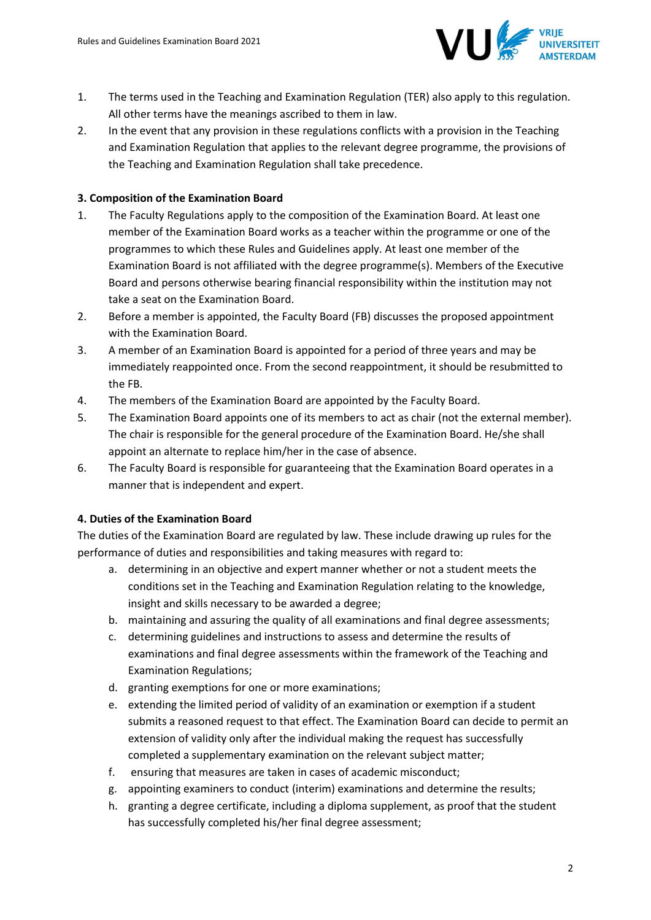1. The terms used in the Teaching and Examination Regulation (TER) also apply to this regulation. All other terms have the meanings ascribed to them in law.
2. In the event that any provision in these regulations conflicts with a provision in the Teaching and Examination Regulation that applies to the relevant degree programme, the provisions of the Teaching and Examination Regulation shall take precedence.

### 3. Composition of the Examination Board

1. The Faculty Regulations apply to the composition of the Examination Board. At least one member of the Examination Board works as a teacher within the programme or one of the programmes to which these Rules and Guidelines apply. At least one member of the Examination Board is not affiliated with the degree programme(s). Members of the Executive Board and persons otherwise bearing financial responsibility within the institution may not take a seat on the Examination Board.
2. Before a member is appointed, the Faculty Board (FB) discusses the proposed appointment with the Examination Board.
3. A member of an Examination Board is appointed for a period of three years and may be immediately reappointed once. From the second reappointment, it should be resubmitted to the FB.
4. The members of the Examination Board are appointed by the Faculty Board.
5. The Examination Board appoints one of its members to act as chair (not the external member). The chair is responsible for the general procedure of the Examination Board. He/she shall appoint an alternate to replace him/her in the case of absence.
6. The Faculty Board is responsible for guaranteeing that the Examination Board operates in a manner that is independent and expert.

### 4. Duties of the Examination Board

The duties of the Examination Board are regulated by law. These include drawing up rules for the performance of duties and responsibilities and taking measures with regard to:

a. determining in an objective and expert manner whether or not a student meets the conditions set in the Teaching and Examination Regulation relating to the knowledge, insight and skills necessary to be awarded a degree;
b. maintaining and assuring the quality of all examinations and final degree assessments;
c. determining guidelines and instructions to assess and determine the results of examinations and final degree assessments within the framework of the Teaching and Examination Regulations;
d. granting exemptions for one or more examinations;
e. extending the limited period of validity of an examination or exemption if a student submits a reasoned request to that effect. The Examination Board can decide to permit an extension of validity only after the individual making the request has successfully completed a supplementary examination on the relevant subject matter;
f. ensuring that measures are taken in cases of academic misconduct;
g. appointing examiners to conduct (interim) examinations and determine the results;
h. granting a degree certificate, including a diploma supplement, as proof that the student has successfully completed his/her final degree assessment;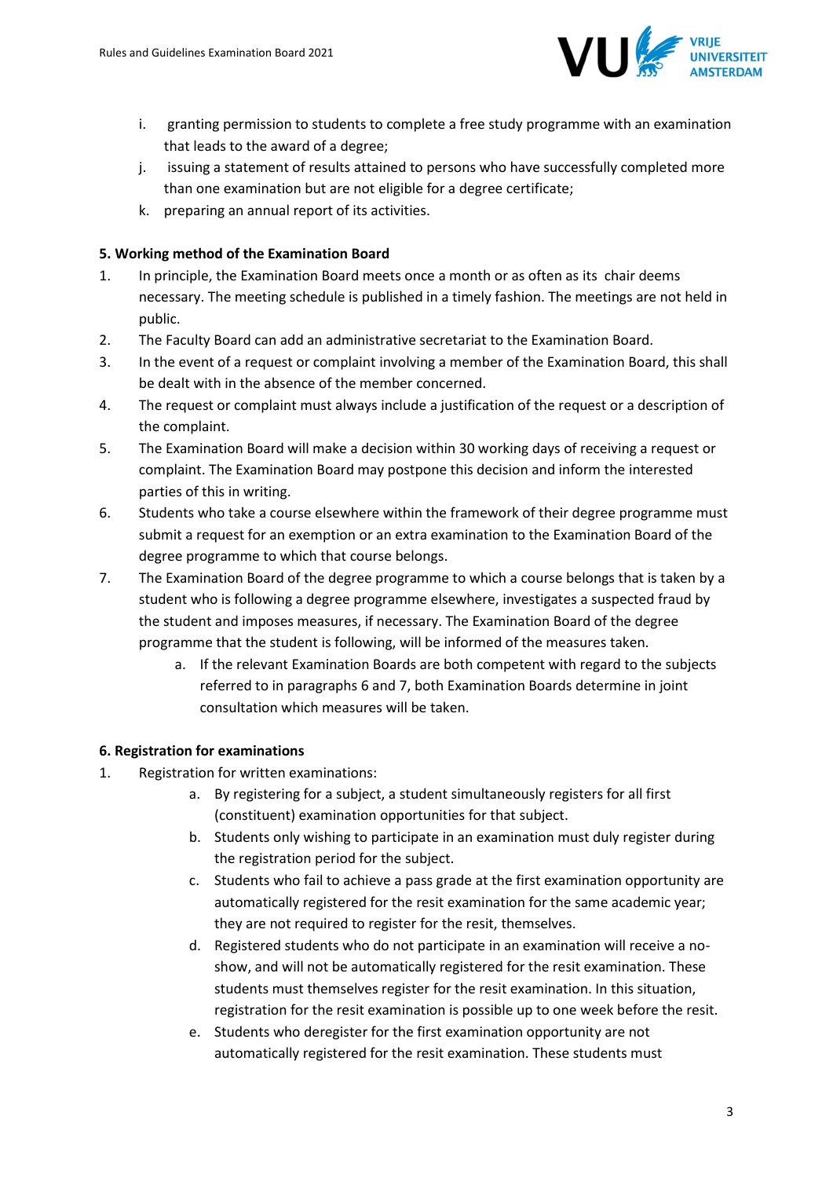i. granting permission to students to complete a free study programme with an examination that leads to the award of a degree;
j. issuing a statement of results attained to persons who have successfully completed more than one examination but are not eligible for a degree certificate;
k. preparing an annual report of its activities.

**5. Working method of the Examination Board**

1. In principle, the Examination Board meets once a month or as often as its chair deems necessary. The meeting schedule is published in a timely fashion. The meetings are not held in public.
2. The Faculty Board can add an administrative secretariat to the Examination Board.
3. In the event of a request or complaint involving a member of the Examination Board, this shall be dealt with in the absence of the member concerned.
4. The request or complaint must always include a justification of the request or a description of the complaint.
5. The Examination Board will make a decision within 30 working days of receiving a request or complaint. The Examination Board may postpone this decision and inform the interested parties of this in writing.
6. Students who take a course elsewhere within the framework of their degree programme must submit a request for an exemption or an extra examination to the Examination Board of the degree programme to which that course belongs.
7. The Examination Board of the degree programme to which a course belongs that is taken by a student who is following a degree programme elsewhere, investigates a suspected fraud by the student and imposes measures, if necessary. The Examination Board of the degree programme that the student is following, will be informed of the measures taken.
   a. If the relevant Examination Boards are both competent with regard to the subjects referred to in paragraphs 6 and 7, both Examination Boards determine in joint consultation which measures will be taken.

**6. Registration for examinations**

1. Registration for written examinations:
   a. By registering for a subject, a student simultaneously registers for all first (constituent) examination opportunities for that subject.
   b. Students only wishing to participate in an examination must duly register during the registration period for the subject.
   c. Students who fail to achieve a pass grade at the first examination opportunity are automatically registered for the resit examination for the same academic year; they are not required to register for the resit, themselves.
   d. Registered students who do not participate in an examination will receive a no-show, and will not be automatically registered for the resit examination. These students must themselves register for the resit examination. In this situation, registration for the resit examination is possible up to one week before the resit.
   e. Students who deregister for the first examination opportunity are not automatically registered for the resit examination. These students must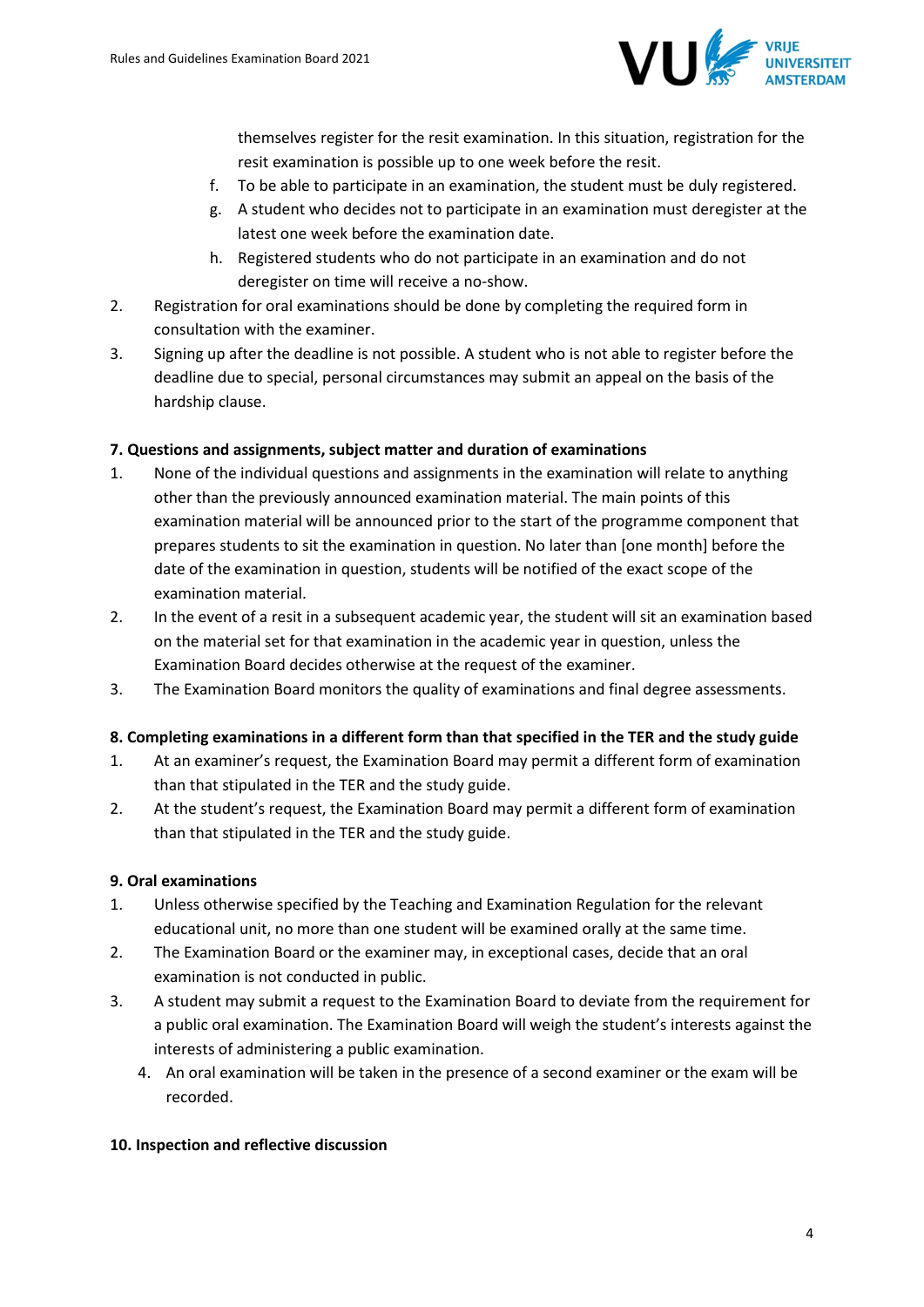themselves register for the resit examination. In this situation, registration for the resit examination is possible up to one week before the resit.

   f. To be able to participate in an examination, the student must be duly registered.
   g. A student who decides not to participate in an examination must deregister at the latest one week before the examination date.
   h. Registered students who do not participate in an examination and do not deregister on time will receive a no-show.

2. Registration for oral examinations should be done by completing the required form in consultation with the examiner.
3. Signing up after the deadline is not possible. A student who is not able to register before the deadline due to special, personal circumstances may submit an appeal on the basis of the hardship clause.

**7. Questions and assignments, subject matter and duration of examinations**

1. None of the individual questions and assignments in the examination will relate to anything other than the previously announced examination material. The main points of this examination material will be announced prior to the start of the programme component that prepares students to sit the examination in question. No later than [one month] before the date of the examination in question, students will be notified of the exact scope of the examination material.
2. In the event of a resit in a subsequent academic year, the student will sit an examination based on the material set for that examination in the academic year in question, unless the Examination Board decides otherwise at the request of the examiner.
3. The Examination Board monitors the quality of examinations and final degree assessments.

**8. Completing examinations in a different form than that specified in the TER and the study guide**

1. At an examiner's request, the Examination Board may permit a different form of examination than that stipulated in the TER and the study guide.
2. At the student's request, the Examination Board may permit a different form of examination than that stipulated in the TER and the study guide.

**9. Oral examinations**

1. Unless otherwise specified by the Teaching and Examination Regulation for the relevant educational unit, no more than one student will be examined orally at the same time.
2. The Examination Board or the examiner may, in exceptional cases, decide that an oral examination is not conducted in public.
3. A student may submit a request to the Examination Board to deviate from the requirement for a public oral examination. The Examination Board will weigh the student's interests against the interests of administering a public examination.
4. An oral examination will be taken in the presence of a second examiner or the exam will be recorded.

**10. Inspection and reflective discussion**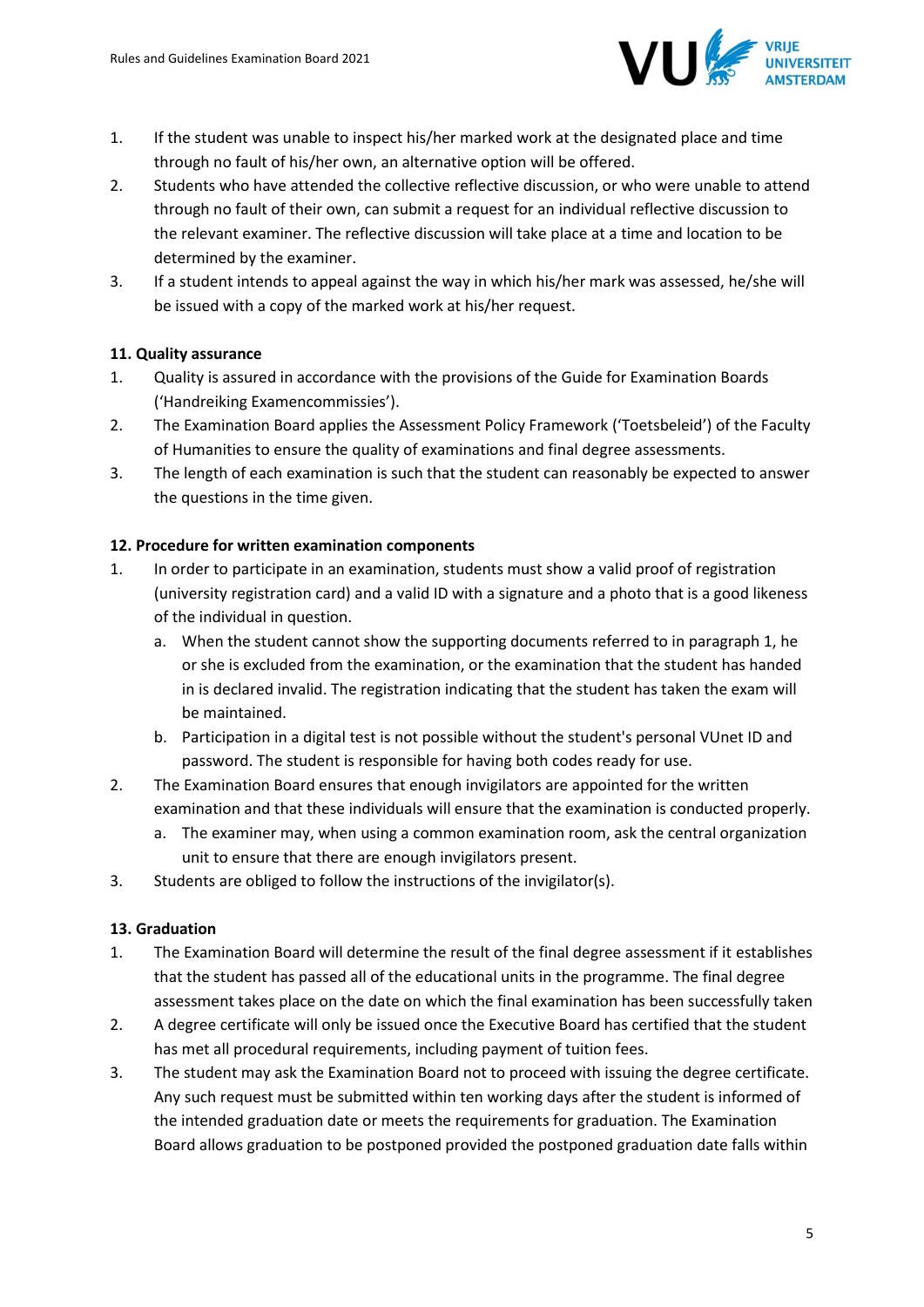1. If the student was unable to inspect his/her marked work at the designated place and time through no fault of his/her own, an alternative option will be offered.
2. Students who have attended the collective reflective discussion, or who were unable to attend through no fault of their own, can submit a request for an individual reflective discussion to the relevant examiner. The reflective discussion will take place at a time and location to be determined by the examiner.
3. If a student intends to appeal against the way in which his/her mark was assessed, he/she will be issued with a copy of the marked work at his/her request.

**11. Quality assurance**

1. Quality is assured in accordance with the provisions of the Guide for Examination Boards ('Handreiking Examencommissies').
2. The Examination Board applies the Assessment Policy Framework ('Toetsbeleid') of the Faculty of Humanities to ensure the quality of examinations and final degree assessments.
3. The length of each examination is such that the student can reasonably be expected to answer the questions in the time given.

**12. Procedure for written examination components**

1. In order to participate in an examination, students must show a valid proof of registration (university registration card) and a valid ID with a signature and a photo that is a good likeness of the individual in question.
   a. When the student cannot show the supporting documents referred to in paragraph 1, he or she is excluded from the examination, or the examination that the student has handed in is declared invalid. The registration indicating that the student has taken the exam will be maintained.
   b. Participation in a digital test is not possible without the student's personal VUnet ID and password. The student is responsible for having both codes ready for use.
2. The Examination Board ensures that enough invigilators are appointed for the written examination and that these individuals will ensure that the examination is conducted properly.
   a. The examiner may, when using a common examination room, ask the central organization unit to ensure that there are enough invigilators present.
3. Students are obliged to follow the instructions of the invigilator(s).

**13. Graduation**

1. The Examination Board will determine the result of the final degree assessment if it establishes that the student has passed all of the educational units in the programme. The final degree assessment takes place on the date on which the final examination has been successfully taken
2. A degree certificate will only be issued once the Executive Board has certified that the student has met all procedural requirements, including payment of tuition fees.
3. The student may ask the Examination Board not to proceed with issuing the degree certificate. Any such request must be submitted within ten working days after the student is informed of the intended graduation date or meets the requirements for graduation. The Examination Board allows graduation to be postponed provided the postponed graduation date falls within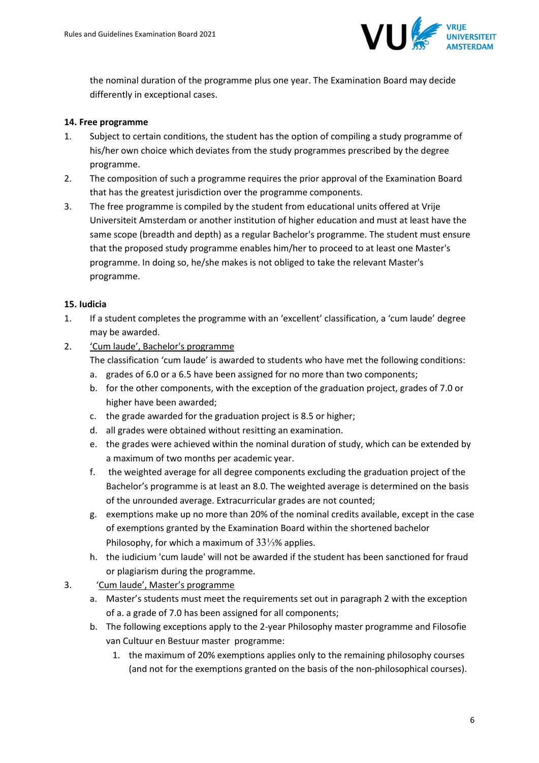the nominal duration of the programme plus one year. The Examination Board may decide differently in exceptional cases.

**14. Free programme**

1. Subject to certain conditions, the student has the option of compiling a study programme of his/her own choice which deviates from the study programmes prescribed by the degree programme.
2. The composition of such a programme requires the prior approval of the Examination Board that has the greatest jurisdiction over the programme components.
3. The free programme is compiled by the student from educational units offered at Vrije Universiteit Amsterdam or another institution of higher education and must at least have the same scope (breadth and depth) as a regular Bachelor's programme. The student must ensure that the proposed study programme enables him/her to proceed to at least one Master's programme. In doing so, he/she makes is not obliged to take the relevant Master's programme.

**15. Iudicia**

1. If a student completes the programme with an 'excellent' classification, a 'cum laude' degree may be awarded.
2. 'Cum laude', Bachelor's programme
   The classification 'cum laude' is awarded to students who have met the following conditions:
   a. grades of 6.0 or a 6.5 have been assigned for no more than two components;
   b. for the other components, with the exception of the graduation project, grades of 7.0 or higher have been awarded;
   c. the grade awarded for the graduation project is 8.5 or higher;
   d. all grades were obtained without resitting an examination.
   e. the grades were achieved within the nominal duration of study, which can be extended by a maximum of two months per academic year.
   f. the weighted average for all degree components excluding the graduation project of the Bachelor's programme is at least an 8.0. The weighted average is determined on the basis of the unrounded average. Extracurricular grades are not counted;
   g. exemptions make up no more than 20% of the nominal credits available, except in the case of exemptions granted by the Examination Board within the shortened bachelor Philosophy, for which a maximum of 33⅓% applies.
   h. the iudicium 'cum laude' will not be awarded if the student has been sanctioned for fraud or plagiarism during the programme.
3. 'Cum laude', Master's programme
   a. Master's students must meet the requirements set out in paragraph 2 with the exception of a. a grade of 7.0 has been assigned for all components;
   b. The following exceptions apply to the 2-year Philosophy master programme and Filosofie van Cultuur en Bestuur master programme:
      1. the maximum of 20% exemptions applies only to the remaining philosophy courses (and not for the exemptions granted on the basis of the non-philosophical courses).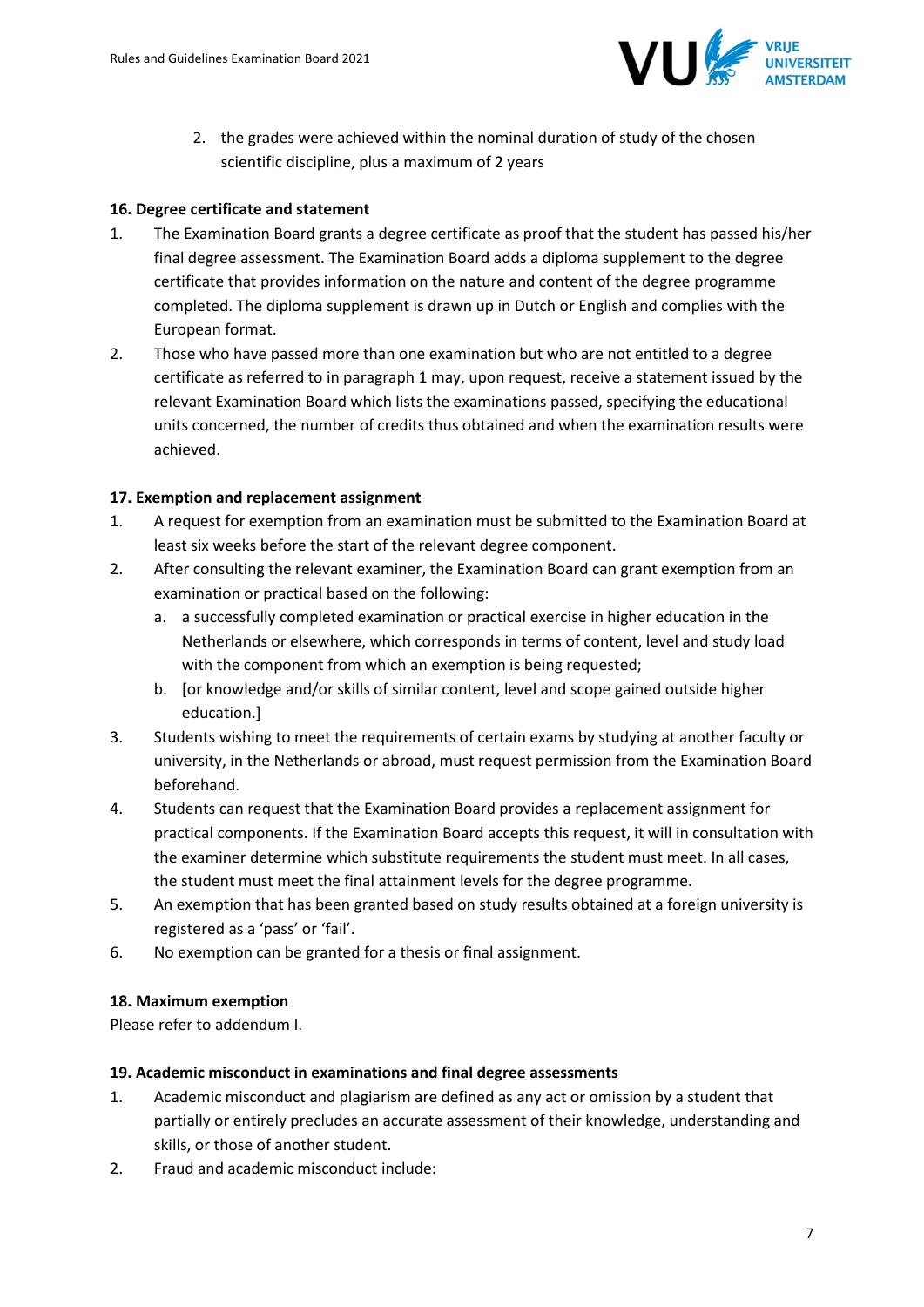2. the grades were achieved within the nominal duration of study of the chosen scientific discipline, plus a maximum of 2 years

**16. Degree certificate and statement**

1. The Examination Board grants a degree certificate as proof that the student has passed his/her final degree assessment. The Examination Board adds a diploma supplement to the degree certificate that provides information on the nature and content of the degree programme completed. The diploma supplement is drawn up in Dutch or English and complies with the European format.
2. Those who have passed more than one examination but who are not entitled to a degree certificate as referred to in paragraph 1 may, upon request, receive a statement issued by the relevant Examination Board which lists the examinations passed, specifying the educational units concerned, the number of credits thus obtained and when the examination results were achieved.

**17. Exemption and replacement assignment**

1. A request for exemption from an examination must be submitted to the Examination Board at least six weeks before the start of the relevant degree component.
2. After consulting the relevant examiner, the Examination Board can grant exemption from an examination or practical based on the following:
   a. a successfully completed examination or practical exercise in higher education in the Netherlands or elsewhere, which corresponds in terms of content, level and study load with the component from which an exemption is being requested;
   b. [or knowledge and/or skills of similar content, level and scope gained outside higher education.]
3. Students wishing to meet the requirements of certain exams by studying at another faculty or university, in the Netherlands or abroad, must request permission from the Examination Board beforehand.
4. Students can request that the Examination Board provides a replacement assignment for practical components. If the Examination Board accepts this request, it will in consultation with the examiner determine which substitute requirements the student must meet. In all cases, the student must meet the final attainment levels for the degree programme.
5. An exemption that has been granted based on study results obtained at a foreign university is registered as a 'pass' or 'fail'.
6. No exemption can be granted for a thesis or final assignment.

**18. Maximum exemption**

Please refer to addendum I.

**19. Academic misconduct in examinations and final degree assessments**

1. Academic misconduct and plagiarism are defined as any act or omission by a student that partially or entirely precludes an accurate assessment of their knowledge, understanding and skills, or those of another student.
2. Fraud and academic misconduct include: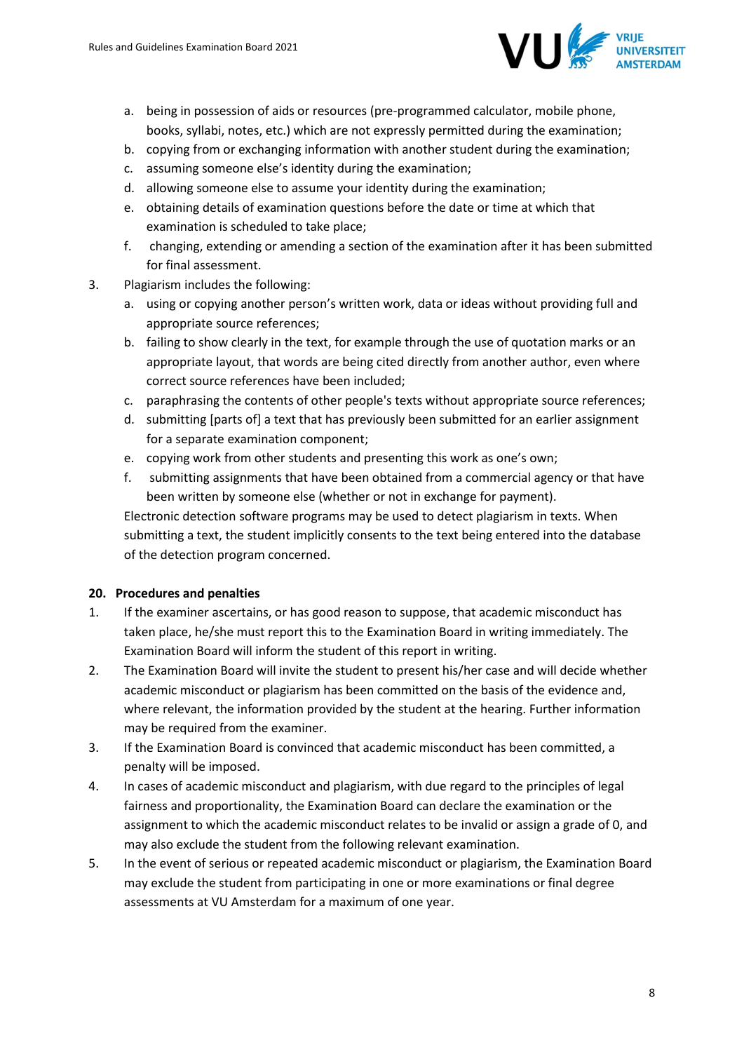a. being in possession of aids or resources (pre-programmed calculator, mobile phone, books, syllabi, notes, etc.) which are not expressly permitted during the examination;
   b. copying from or exchanging information with another student during the examination;
   c. assuming someone else's identity during the examination;
   d. allowing someone else to assume your identity during the examination;
   e. obtaining details of examination questions before the date or time at which that examination is scheduled to take place;
   f. changing, extending or amending a section of the examination after it has been submitted for final assessment.
3. Plagiarism includes the following:
   a. using or copying another person's written work, data or ideas without providing full and appropriate source references;
   b. failing to show clearly in the text, for example through the use of quotation marks or an appropriate layout, that words are being cited directly from another author, even where correct source references have been included;
   c. paraphrasing the contents of other people's texts without appropriate source references;
   d. submitting [parts of] a text that has previously been submitted for an earlier assignment for a separate examination component;
   e. copying work from other students and presenting this work as one's own;
   f. submitting assignments that have been obtained from a commercial agency or that have been written by someone else (whether or not in exchange for payment).

   Electronic detection software programs may be used to detect plagiarism in texts. When submitting a text, the student implicitly consents to the text being entered into the database of the detection program concerned.

**20. Procedures and penalties**

1. If the examiner ascertains, or has good reason to suppose, that academic misconduct has taken place, he/she must report this to the Examination Board in writing immediately. The Examination Board will inform the student of this report in writing.
2. The Examination Board will invite the student to present his/her case and will decide whether academic misconduct or plagiarism has been committed on the basis of the evidence and, where relevant, the information provided by the student at the hearing. Further information may be required from the examiner.
3. If the Examination Board is convinced that academic misconduct has been committed, a penalty will be imposed.
4. In cases of academic misconduct and plagiarism, with due regard to the principles of legal fairness and proportionality, the Examination Board can declare the examination or the assignment to which the academic misconduct relates to be invalid or assign a grade of 0, and may also exclude the student from the following relevant examination.
5. In the event of serious or repeated academic misconduct or plagiarism, the Examination Board may exclude the student from participating in one or more examinations or final degree assessments at VU Amsterdam for a maximum of one year.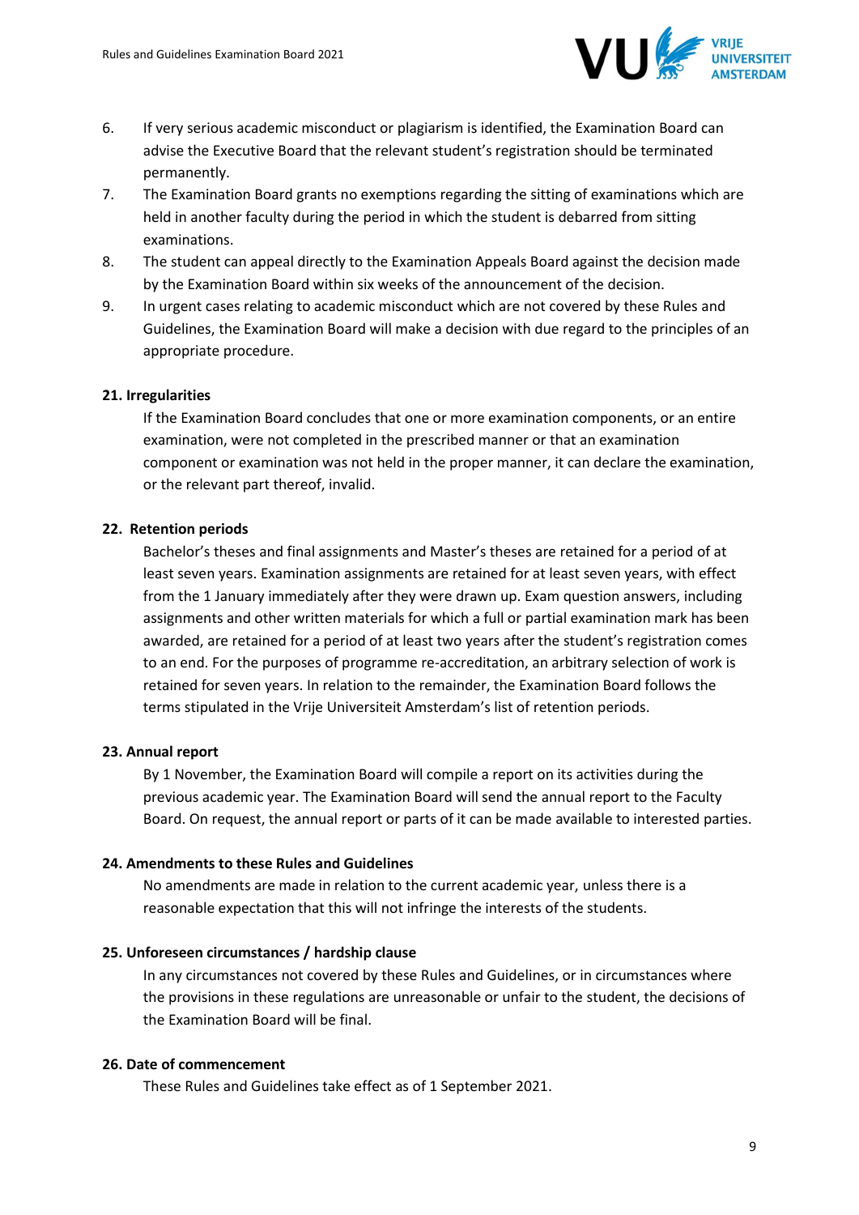6. If very serious academic misconduct or plagiarism is identified, the Examination Board can advise the Executive Board that the relevant student's registration should be terminated permanently.
7. The Examination Board grants no exemptions regarding the sitting of examinations which are held in another faculty during the period in which the student is debarred from sitting examinations.
8. The student can appeal directly to the Examination Appeals Board against the decision made by the Examination Board within six weeks of the announcement of the decision.
9. In urgent cases relating to academic misconduct which are not covered by these Rules and Guidelines, the Examination Board will make a decision with due regard to the principles of an appropriate procedure.

## 21. Irregularities

If the Examination Board concludes that one or more examination components, or an entire examination, were not completed in the prescribed manner or that an examination component or examination was not held in the proper manner, it can declare the examination, or the relevant part thereof, invalid.

## 22. Retention periods

Bachelor's theses and final assignments and Master's theses are retained for a period of at least seven years. Examination assignments are retained for at least seven years, with effect from the 1 January immediately after they were drawn up. Exam question answers, including assignments and other written materials for which a full or partial examination mark has been awarded, are retained for a period of at least two years after the student's registration comes to an end. For the purposes of programme re-accreditation, an arbitrary selection of work is retained for seven years. In relation to the remainder, the Examination Board follows the terms stipulated in the Vrije Universiteit Amsterdam's list of retention periods.

## 23. Annual report

By 1 November, the Examination Board will compile a report on its activities during the previous academic year. The Examination Board will send the annual report to the Faculty Board. On request, the annual report or parts of it can be made available to interested parties.

## 24. Amendments to these Rules and Guidelines

No amendments are made in relation to the current academic year, unless there is a reasonable expectation that this will not infringe the interests of the students.

## 25. Unforeseen circumstances / hardship clause

In any circumstances not covered by these Rules and Guidelines, or in circumstances where the provisions in these regulations are unreasonable or unfair to the student, the decisions of the Examination Board will be final.

## 26. Date of commencement

These Rules and Guidelines take effect as of 1 September 2021.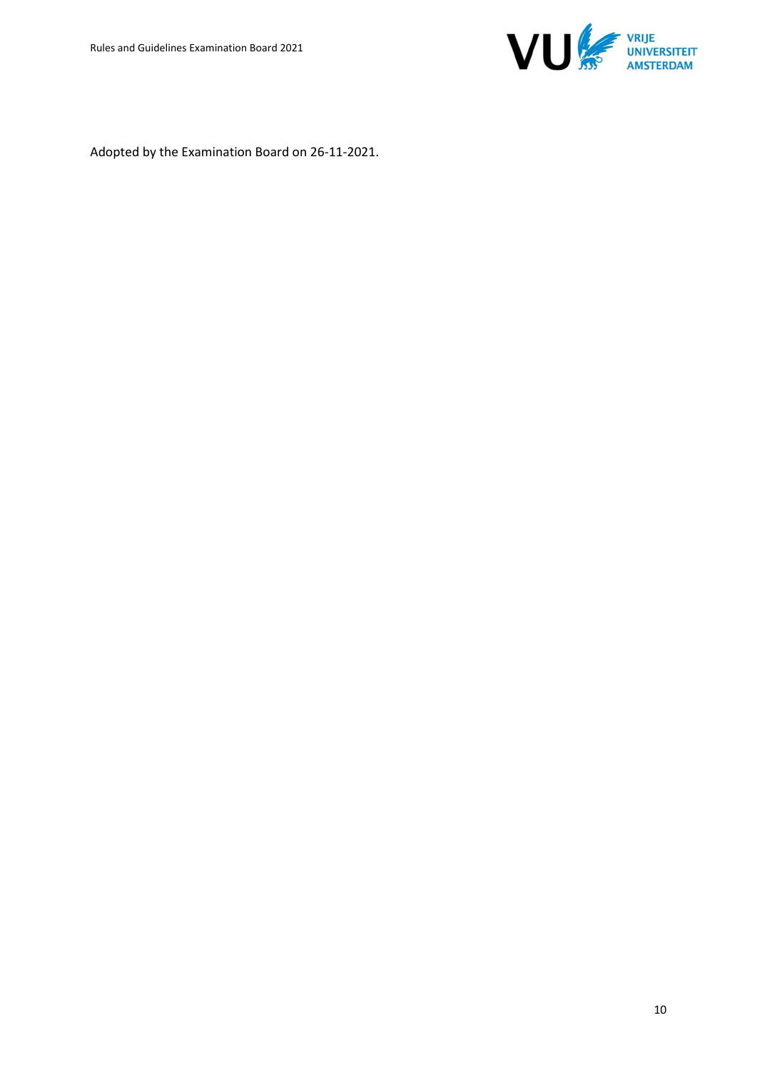Adopted by the Examination Board on 26-11-2021.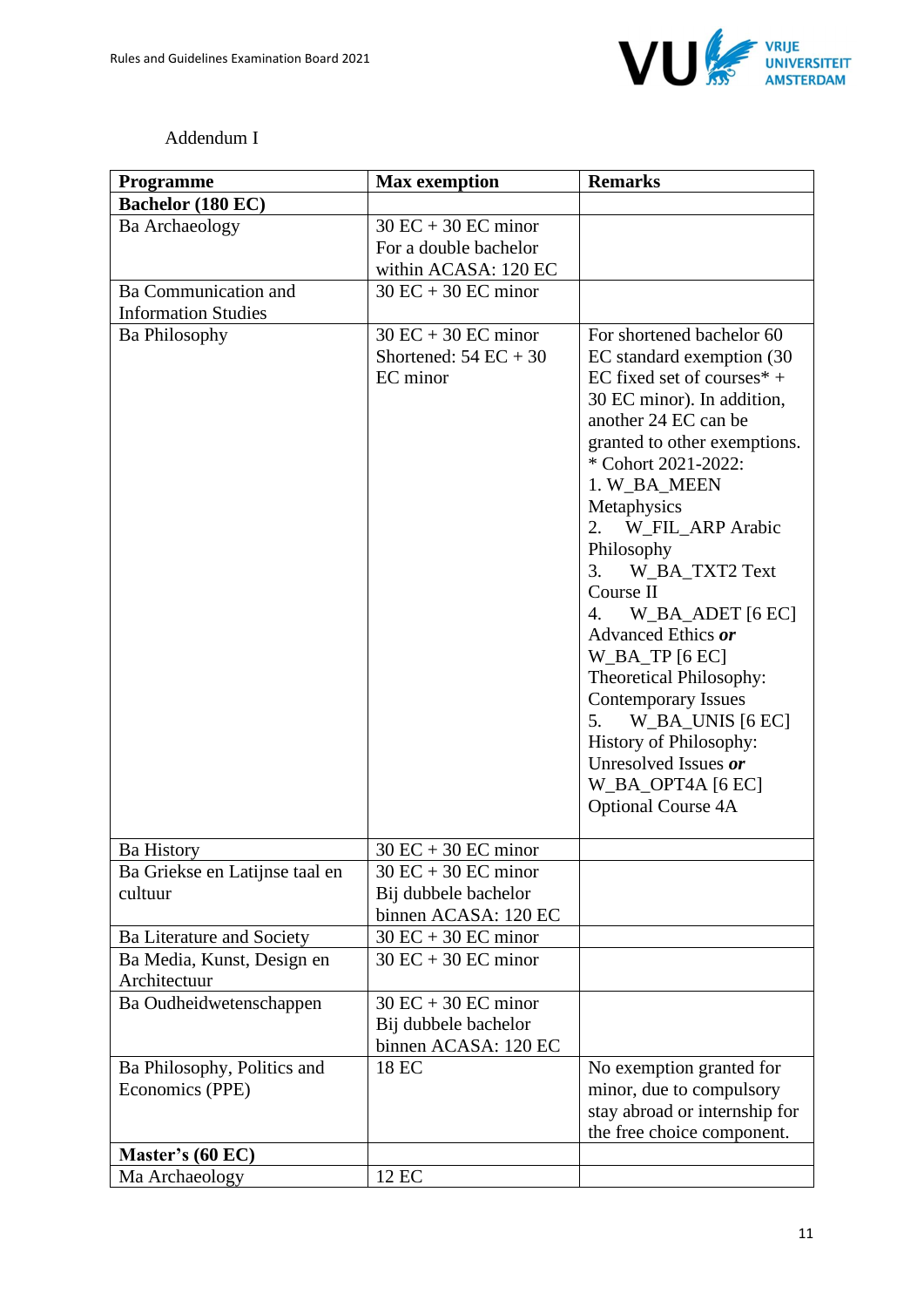Addendum I

| Programme | Max exemption | Remarks |
|---|---|---|
| **Bachelor (180 EC)** | | |
| Ba Archaeology | 30 EC + 30 EC minor<br>For a double bachelor within ACASA: 120 EC | |
| Ba Communication and Information Studies | 30 EC + 30 EC minor | |
| Ba Philosophy | 30 EC + 30 EC minor<br>Shortened: 54 EC + 30 EC minor | For shortened bachelor 60 EC standard exemption (30 EC fixed set of courses* + 30 EC minor). In addition, another 24 EC can be granted to other exemptions.<br>* Cohort 2021-2022:<br>1. W_BA_MEEN Metaphysics<br>2. W_FIL_ARP Arabic Philosophy<br>3. W_BA_TXT2 Text Course II<br>4. W_BA_ADET [6 EC] Advanced Ethics ***or*** W_BA_TP [6 EC] Theoretical Philosophy: Contemporary Issues<br>5. W_BA_UNIS [6 EC] History of Philosophy: Unresolved Issues ***or*** W_BA_OPT4A [6 EC] Optional Course 4A |
| Ba History | 30 EC + 30 EC minor | |
| Ba Griekse en Latijnse taal en cultuur | 30 EC + 30 EC minor<br>Bij dubbele bachelor binnen ACASA: 120 EC | |
| Ba Literature and Society | 30 EC + 30 EC minor | |
| Ba Media, Kunst, Design en Architectuur | 30 EC + 30 EC minor | |
| Ba Oudheidwetenschappen | 30 EC + 30 EC minor<br>Bij dubbele bachelor binnen ACASA: 120 EC | |
| Ba Philosophy, Politics and Economics (PPE) | 18 EC | No exemption granted for minor, due to compulsory stay abroad or internship for the free choice component. |
| **Master's (60 EC)** | | |
| Ma Archaeology | 12 EC | |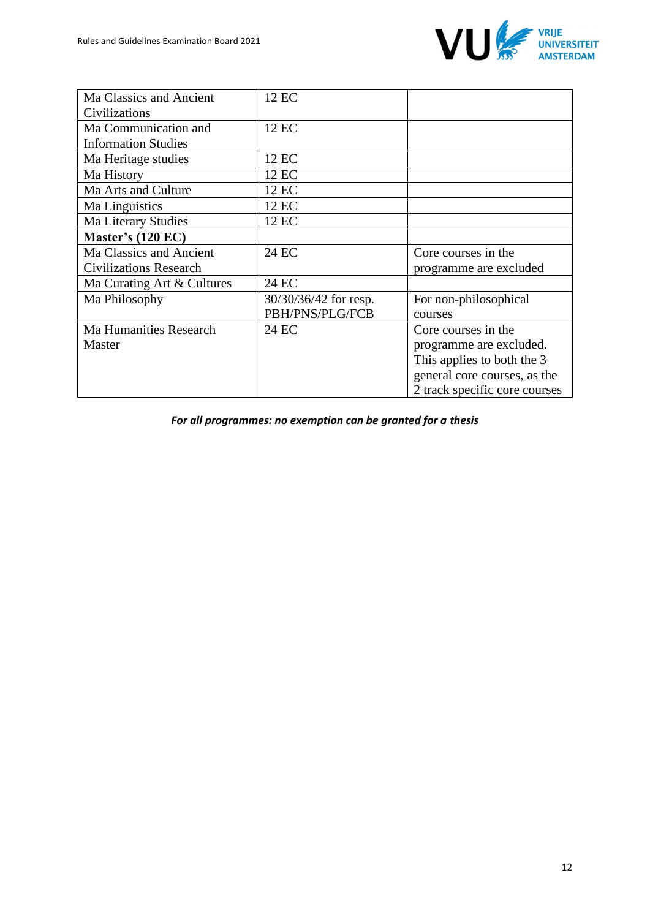| | | |
|---|---|---|
| Ma Classics and Ancient Civilizations | 12 EC | |
| Ma Communication and Information Studies | 12 EC | |
| Ma Heritage studies | 12 EC | |
| Ma History | 12 EC | |
| Ma Arts and Culture | 12 EC | |
| Ma Linguistics | 12 EC | |
| Ma Literary Studies | 12 EC | |
| **Master's (120 EC)** | | |
| Ma Classics and Ancient Civilizations Research | 24 EC | Core courses in the programme are excluded |
| Ma Curating Art & Cultures | 24 EC | |
| Ma Philosophy | 30/30/36/42 for resp. PBH/PNS/PLG/FCB | For non-philosophical courses |
| Ma Humanities Research Master | 24 EC | Core courses in the programme are excluded. This applies to both the 3 general core courses, as the 2 track specific core courses |

***For all programmes: no exemption can be granted for a thesis***